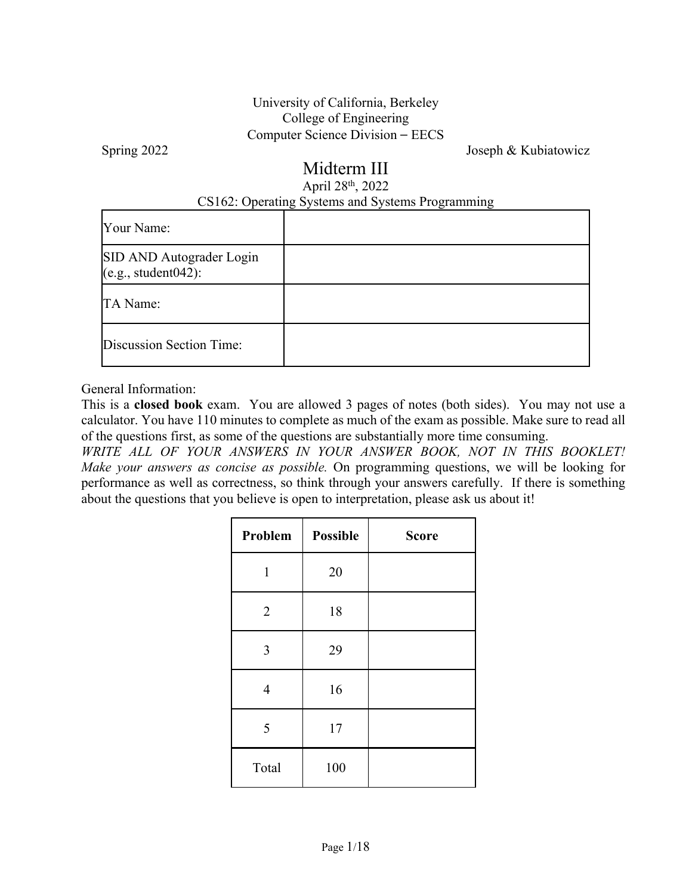University of California, Berkeley
College of Engineering
Computer Science Division – EECS

Spring 2022 | Joseph & Kubiatowicz

# Midterm III

April 28th, 2022

CS162: Operating Systems and Systems Programming

| Your Name: | |
|---|---|
| SID AND Autograder Login (e.g., student042): | |
| TA Name: | |
| Discussion Section Time: | |

General Information:

This is a **closed book** exam. You are allowed 3 pages of notes (both sides). You may not use a calculator. You have 110 minutes to complete as much of the exam as possible. Make sure to read all of the questions first, as some of the questions are substantially more time consuming.

*WRITE ALL OF YOUR ANSWERS IN YOUR ANSWER BOOK, NOT IN THIS BOOKLET! Make your answers as concise as possible.* On programming questions, we will be looking for performance as well as correctness, so think through your answers carefully. If there is something about the questions that you believe is open to interpretation, please ask us about it!

| Problem | Possible | Score |
|---|---|---|
| 1 | 20 | |
| 2 | 18 | |
| 3 | 29 | |
| 4 | 16 | |
| 5 | 17 | |
| Total | 100 | |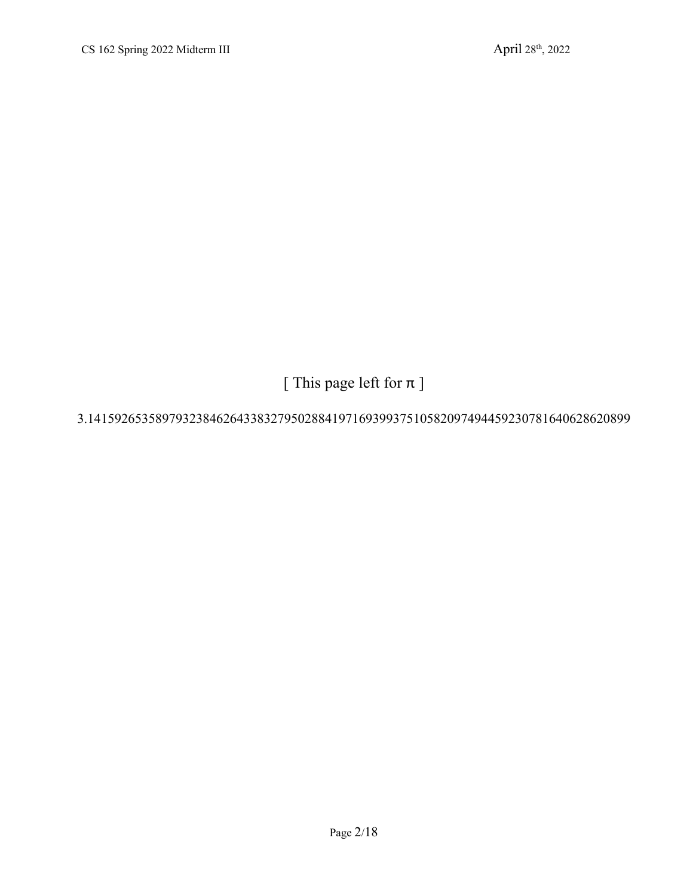[ This page left for π ]

3.14159265358979323846264338327950288419716939937510582097494459230781640628620899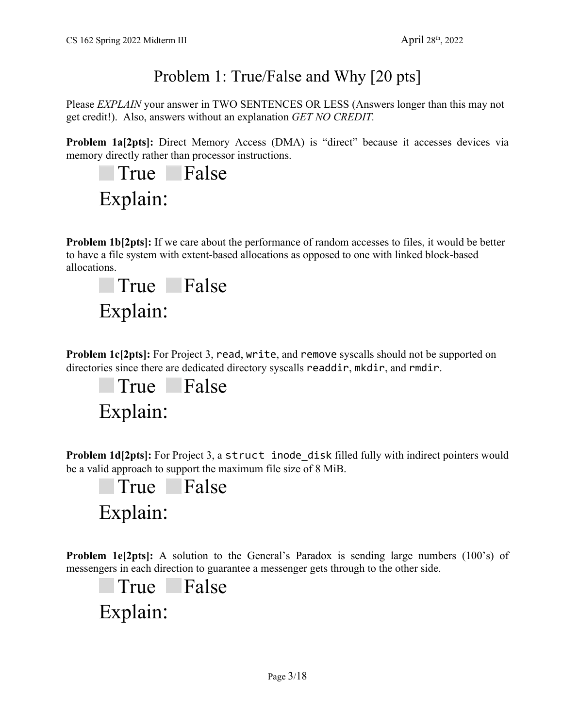# Problem 1: True/False and Why [20 pts]

Please *EXPLAIN* your answer in TWO SENTENCES OR LESS (Answers longer than this may not get credit!). Also, answers without an explanation *GET NO CREDIT.*

**Problem 1a[2pts]:** Direct Memory Access (DMA) is "direct" because it accesses devices via memory directly rather than processor instructions.

☐ True ☐ False

Explain:

**Problem 1b[2pts]:** If we care about the performance of random accesses to files, it would be better to have a file system with extent-based allocations as opposed to one with linked block-based allocations.

☐ True ☐ False

Explain:

**Problem 1c[2pts]:** For Project 3, `read`, `write`, and `remove` syscalls should not be supported on directories since there are dedicated directory syscalls `readdir`, `mkdir`, and `rmdir`.

☐ True ☐ False

Explain:

**Problem 1d[2pts]:** For Project 3, a `struct inode_disk` filled fully with indirect pointers would be a valid approach to support the maximum file size of 8 MiB.

☐ True ☐ False

Explain:

**Problem 1e[2pts]:** A solution to the General's Paradox is sending large numbers (100's) of messengers in each direction to guarantee a messenger gets through to the other side.

☐ True ☐ False

Explain: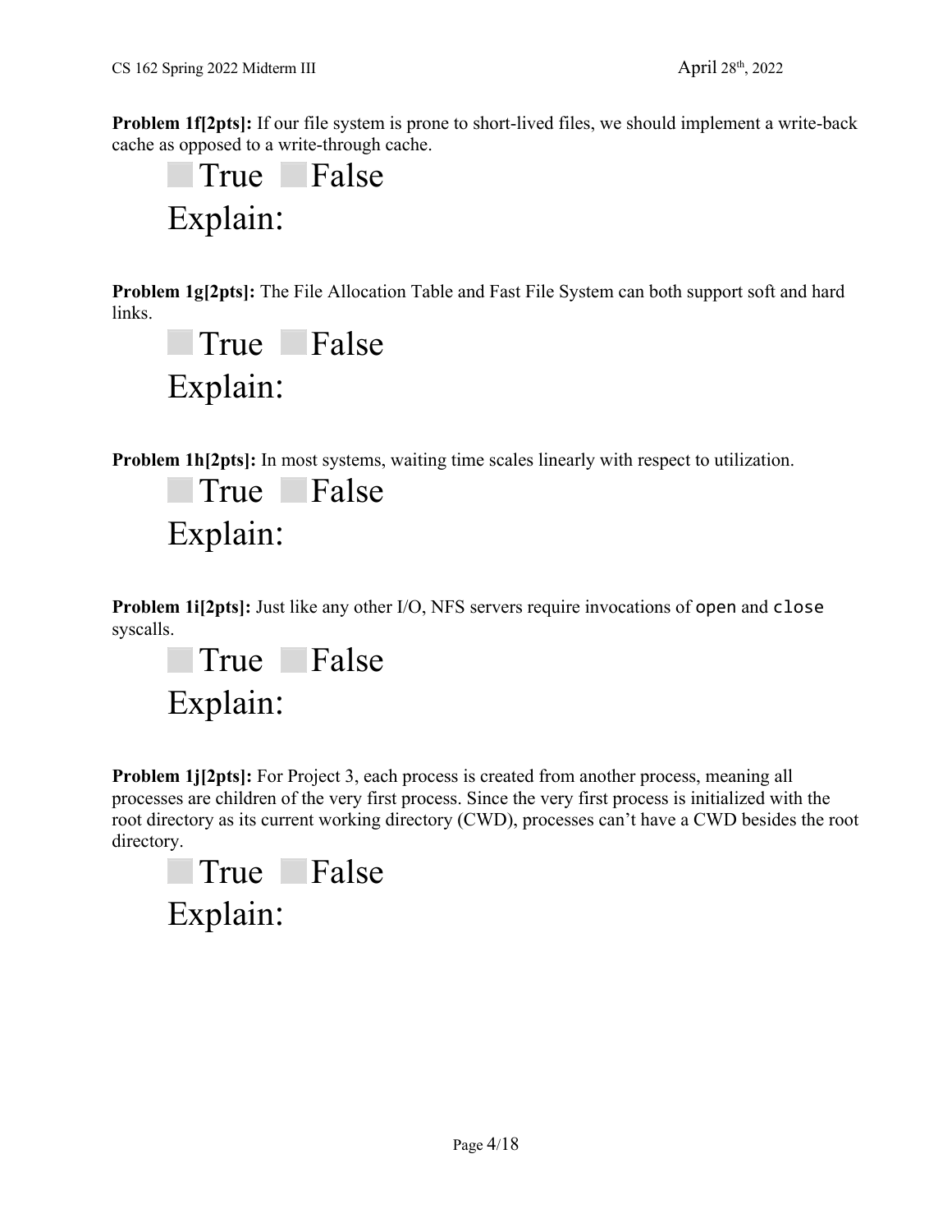**Problem 1f[2pts]:** If our file system is prone to short-lived files, we should implement a write-back cache as opposed to a write-through cache.

☐ True ☐ False

Explain:

**Problem 1g[2pts]:** The File Allocation Table and Fast File System can both support soft and hard links.

☐ True ☐ False

Explain:

**Problem 1h[2pts]:** In most systems, waiting time scales linearly with respect to utilization.

☐ True ☐ False

Explain:

**Problem 1i[2pts]:** Just like any other I/O, NFS servers require invocations of `open` and `close` syscalls.

☐ True ☐ False

Explain:

**Problem 1j[2pts]:** For Project 3, each process is created from another process, meaning all processes are children of the very first process. Since the very first process is initialized with the root directory as its current working directory (CWD), processes can't have a CWD besides the root directory.

☐ True ☐ False

Explain: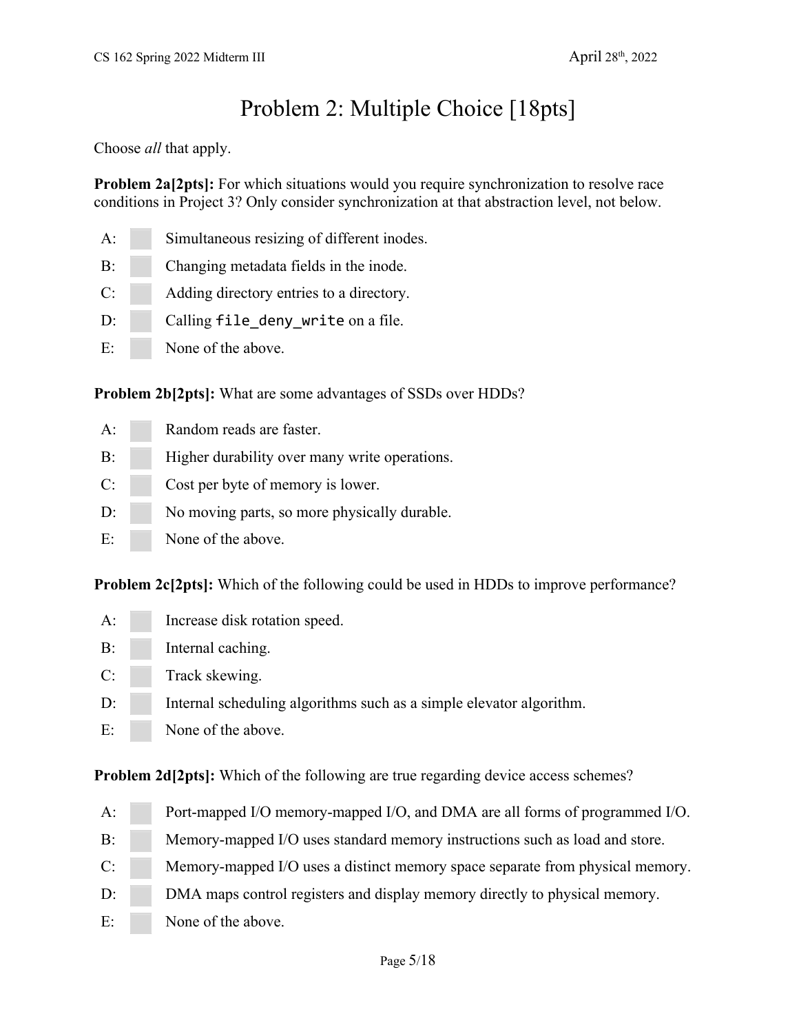# Problem 2: Multiple Choice [18pts]

Choose *all* that apply.

**Problem 2a[2pts]:** For which situations would you require synchronization to resolve race conditions in Project 3? Only consider synchronization at that abstraction level, not below.

- A: Simultaneous resizing of different inodes.
- B: Changing metadata fields in the inode.
- C: Adding directory entries to a directory.
- D: Calling `file_deny_write` on a file.
- E: None of the above.

**Problem 2b[2pts]:** What are some advantages of SSDs over HDDs?

- A: Random reads are faster.
- B: Higher durability over many write operations.
- C: Cost per byte of memory is lower.
- D: No moving parts, so more physically durable.
- E: None of the above.

**Problem 2c[2pts]:** Which of the following could be used in HDDs to improve performance?

- A: Increase disk rotation speed.
- B: Internal caching.
- C: Track skewing.
- D: Internal scheduling algorithms such as a simple elevator algorithm.
- E: None of the above.

**Problem 2d[2pts]:** Which of the following are true regarding device access schemes?

- A: Port-mapped I/O memory-mapped I/O, and DMA are all forms of programmed I/O.
- B: Memory-mapped I/O uses standard memory instructions such as load and store.
- C: Memory-mapped I/O uses a distinct memory space separate from physical memory.
- D: DMA maps control registers and display memory directly to physical memory.
- E: None of the above.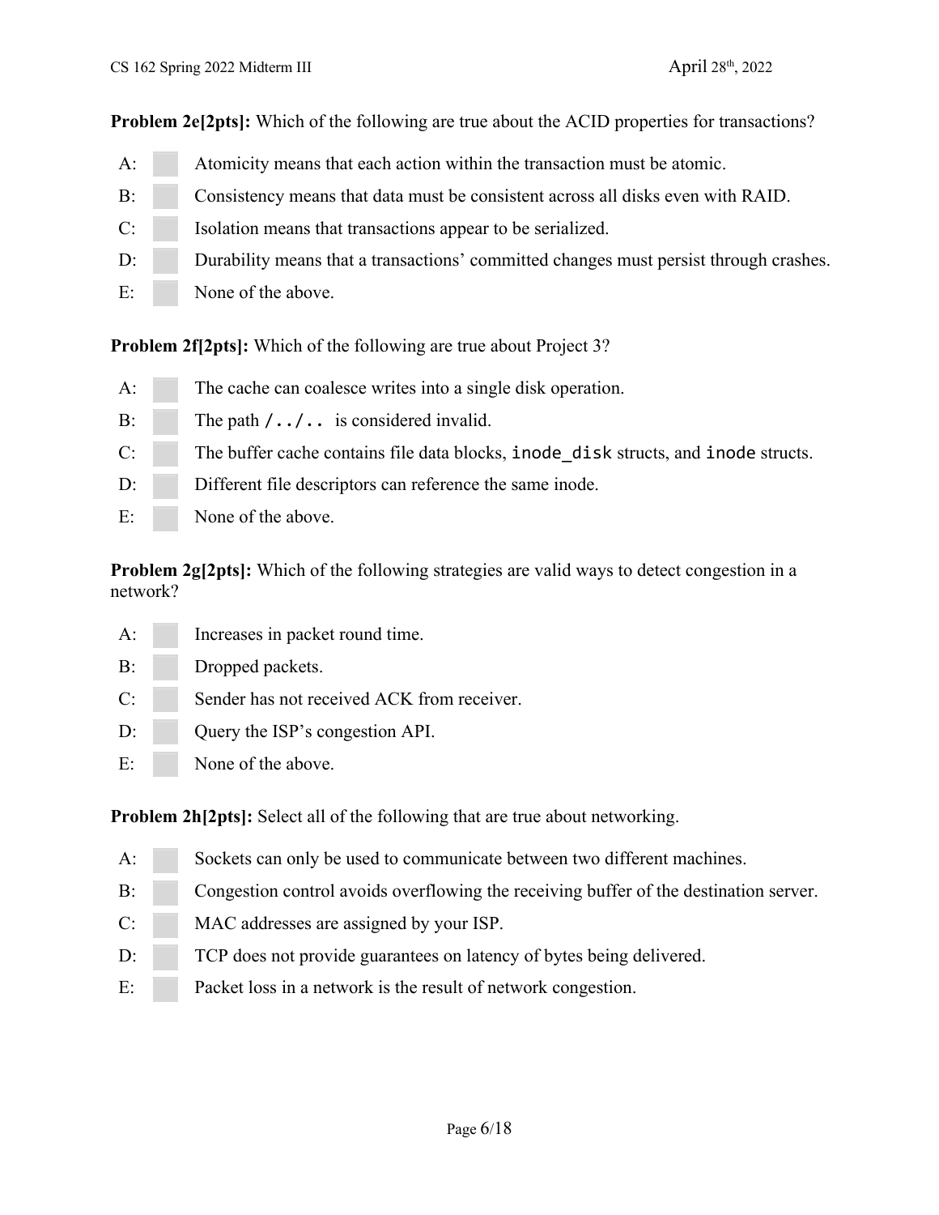**Problem 2e[2pts]:** Which of the following are true about the ACID properties for transactions?

A: Atomicity means that each action within the transaction must be atomic.

B: Consistency means that data must be consistent across all disks even with RAID.

C: Isolation means that transactions appear to be serialized.

D: Durability means that a transactions' committed changes must persist through crashes.

E: None of the above.

**Problem 2f[2pts]:** Which of the following are true about Project 3?

A: The cache can coalesce writes into a single disk operation.

B: The path `/../..` is considered invalid.

C: The buffer cache contains file data blocks, `inode_disk` structs, and `inode` structs.

D: Different file descriptors can reference the same inode.

E: None of the above.

**Problem 2g[2pts]:** Which of the following strategies are valid ways to detect congestion in a network?

A: Increases in packet round time.

B: Dropped packets.

C: Sender has not received ACK from receiver.

D: Query the ISP's congestion API.

E: None of the above.

**Problem 2h[2pts]:** Select all of the following that are true about networking.

A: Sockets can only be used to communicate between two different machines.

B: Congestion control avoids overflowing the receiving buffer of the destination server.

C: MAC addresses are assigned by your ISP.

D: TCP does not provide guarantees on latency of bytes being delivered.

E: Packet loss in a network is the result of network congestion.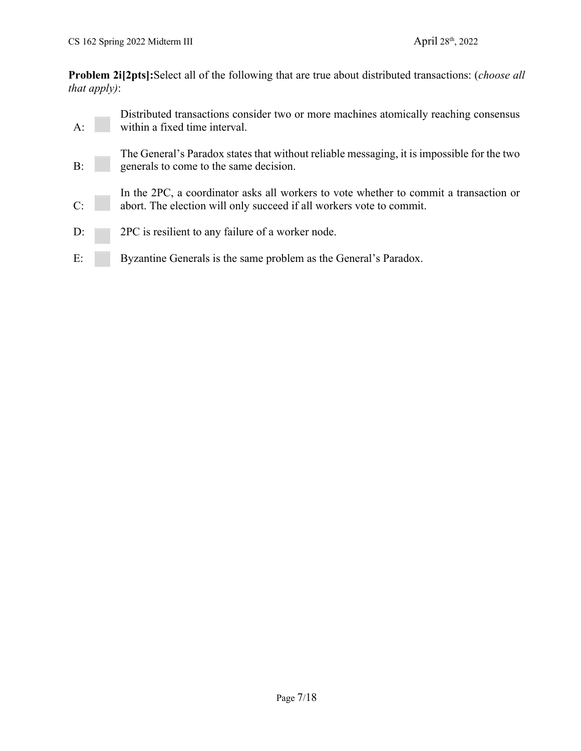**Problem 2i[2pts]:**Select all of the following that are true about distributed transactions: (*choose all that apply)*:

A: Distributed transactions consider two or more machines atomically reaching consensus within a fixed time interval.

B: The General's Paradox states that without reliable messaging, it is impossible for the two generals to come to the same decision.

C: In the 2PC, a coordinator asks all workers to vote whether to commit a transaction or abort. The election will only succeed if all workers vote to commit.

D: 2PC is resilient to any failure of a worker node.

E: Byzantine Generals is the same problem as the General's Paradox.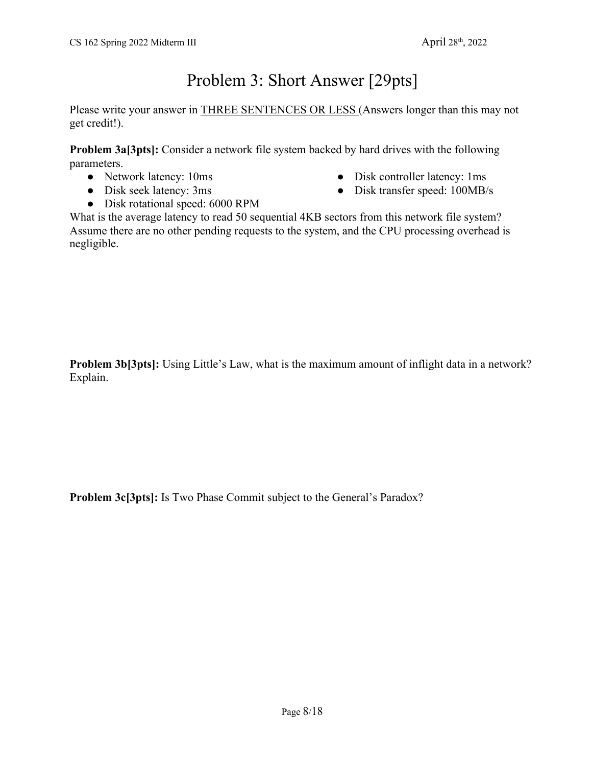# Problem 3: Short Answer [29pts]

Please write your answer in <u>THREE SENTENCES OR LESS</u> (Answers longer than this may not get credit!).

**Problem 3a[3pts]:** Consider a network file system backed by hard drives with the following parameters.

- Network latency: 10ms
- Disk seek latency: 3ms
- Disk rotational speed: 6000 RPM
- Disk controller latency: 1ms
- Disk transfer speed: 100MB/s

What is the average latency to read 50 sequential 4KB sectors from this network file system? Assume there are no other pending requests to the system, and the CPU processing overhead is negligible.

**Problem 3b[3pts]:** Using Little's Law, what is the maximum amount of inflight data in a network? Explain.

**Problem 3c[3pts]:** Is Two Phase Commit subject to the General's Paradox?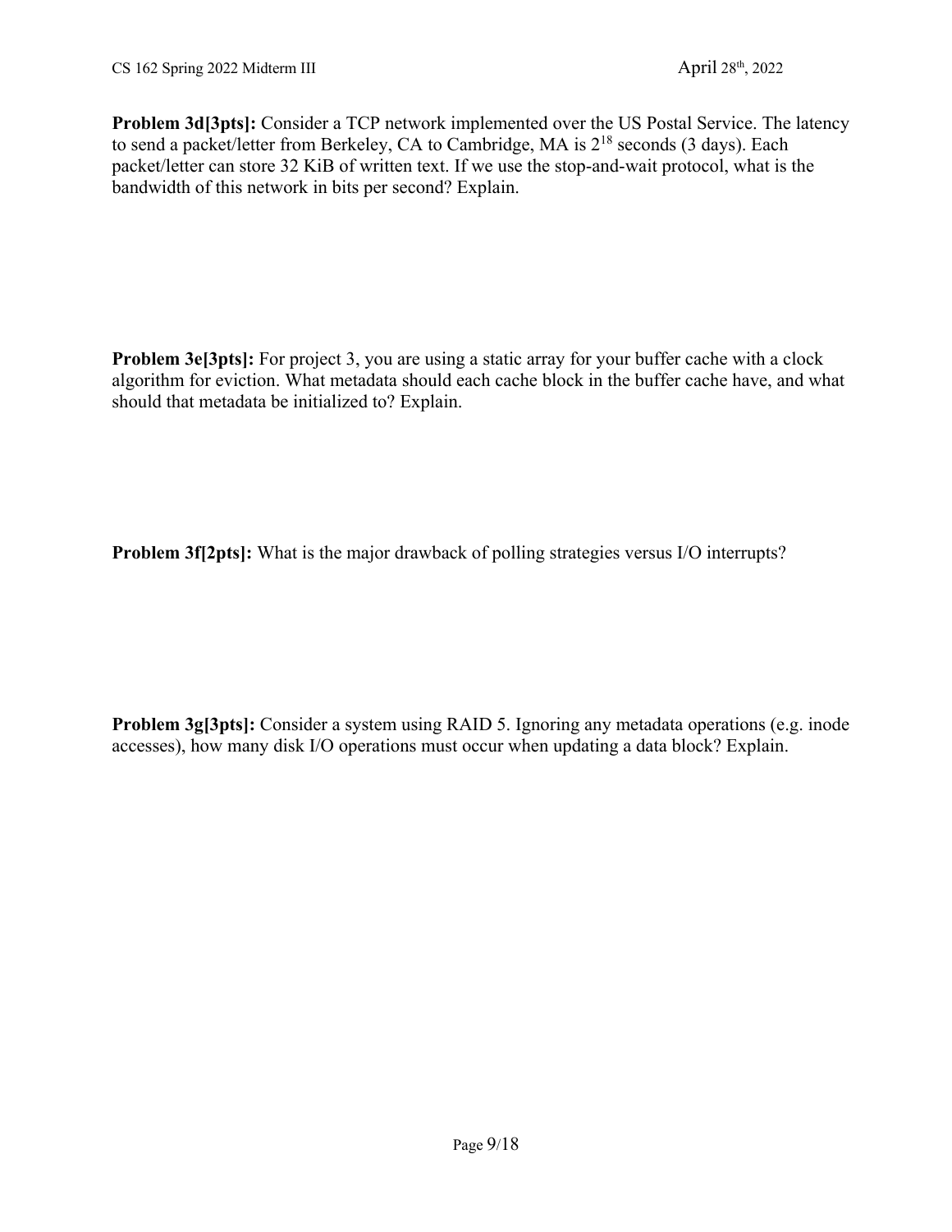**Problem 3d[3pts]:** Consider a TCP network implemented over the US Postal Service. The latency to send a packet/letter from Berkeley, CA to Cambridge, MA is $2^{18}$ seconds (3 days). Each packet/letter can store 32 KiB of written text. If we use the stop-and-wait protocol, what is the bandwidth of this network in bits per second? Explain.

**Problem 3e[3pts]:** For project 3, you are using a static array for your buffer cache with a clock algorithm for eviction. What metadata should each cache block in the buffer cache have, and what should that metadata be initialized to? Explain.

**Problem 3f[2pts]:** What is the major drawback of polling strategies versus I/O interrupts?

**Problem 3g[3pts]:** Consider a system using RAID 5. Ignoring any metadata operations (e.g. inode accesses), how many disk I/O operations must occur when updating a data block? Explain.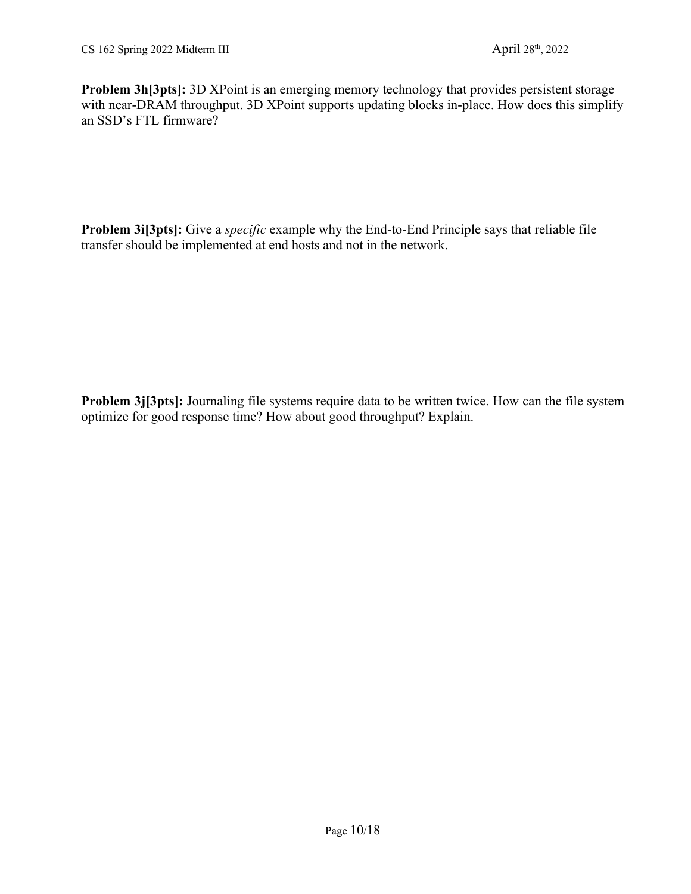**Problem 3h[3pts]:** 3D XPoint is an emerging memory technology that provides persistent storage with near-DRAM throughput. 3D XPoint supports updating blocks in-place. How does this simplify an SSD's FTL firmware?

**Problem 3i[3pts]:** Give a *specific* example why the End-to-End Principle says that reliable file transfer should be implemented at end hosts and not in the network.

**Problem 3j[3pts]:** Journaling file systems require data to be written twice. How can the file system optimize for good response time? How about good throughput? Explain.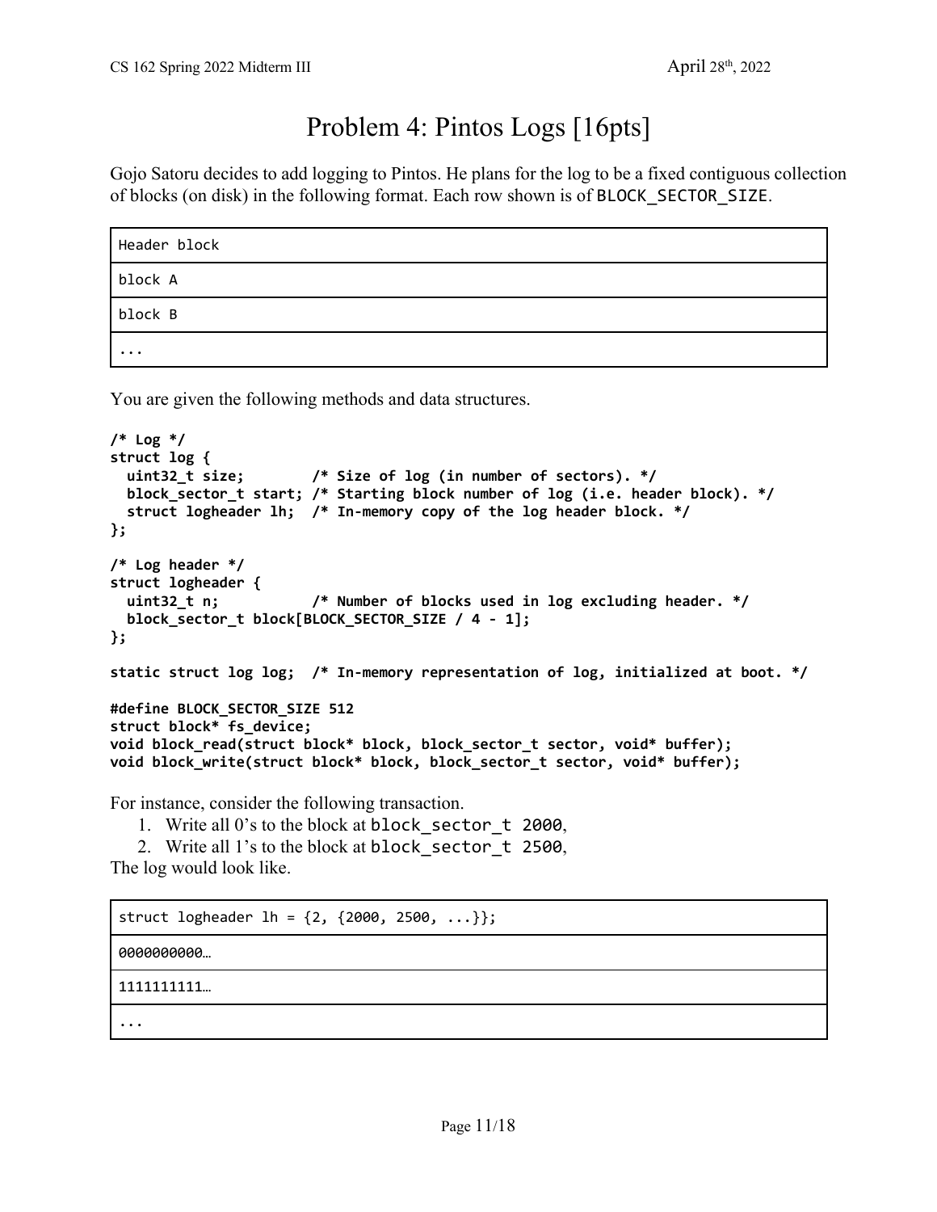# Problem 4: Pintos Logs [16pts]

Gojo Satoru decides to add logging to Pintos. He plans for the log to be a fixed contiguous collection of blocks (on disk) in the following format. Each row shown is of `BLOCK_SECTOR_SIZE`.

| Header block |
|---|
| block A |
| block B |
| ... |

You are given the following methods and data structures.

```
/* Log */
struct log {
  uint32_t size;        /* Size of log (in number of sectors). */
  block_sector_t start; /* Starting block number of log (i.e. header block). */
  struct logheader lh;  /* In-memory copy of the log header block. */
};

/* Log header */
struct logheader {
  uint32_t n;           /* Number of blocks used in log excluding header. */
  block_sector_t block[BLOCK_SECTOR_SIZE / 4 - 1];
};

static struct log log;  /* In-memory representation of log, initialized at boot. */

#define BLOCK_SECTOR_SIZE 512
struct block* fs_device;
void block_read(struct block* block, block_sector_t sector, void* buffer);
void block_write(struct block* block, block_sector_t sector, void* buffer);
```

For instance, consider the following transaction.

1. Write all 0's to the block at `block_sector_t 2000`,
2. Write all 1's to the block at `block_sector_t 2500`,

The log would look like.

| struct logheader lh = {2, {2000, 2500, ...}}; |
|---|
| 0000000000… |
| 1111111111… |
| ... |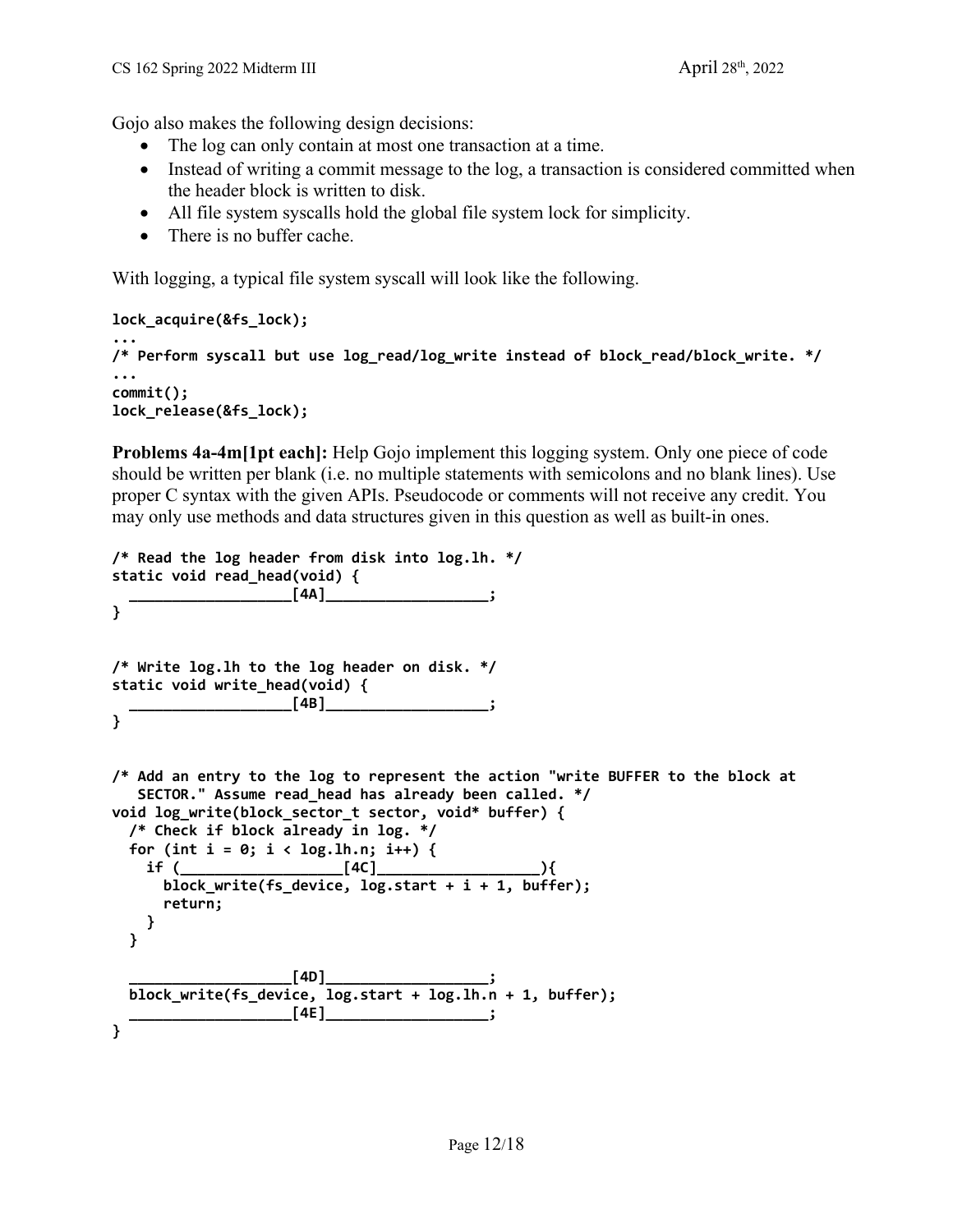Gojo also makes the following design decisions:

- The log can only contain at most one transaction at a time.
- Instead of writing a commit message to the log, a transaction is considered committed when the header block is written to disk.
- All file system syscalls hold the global file system lock for simplicity.
- There is no buffer cache.

With logging, a typical file system syscall will look like the following.

```
lock_acquire(&fs_lock);
...
/* Perform syscall but use log_read/log_write instead of block_read/block_write. */
...
commit();
lock_release(&fs_lock);
```

**Problems 4a-4m[1pt each]:** Help Gojo implement this logging system. Only one piece of code should be written per blank (i.e. no multiple statements with semicolons and no blank lines). Use proper C syntax with the given APIs. Pseudocode or comments will not receive any credit. You may only use methods and data structures given in this question as well as built-in ones.

```
/* Read the log header from disk into log.lh. */
static void read_head(void) {
  __________________[4A]__________________;
}


/* Write log.lh to the log header on disk. */
static void write_head(void) {
  __________________[4B]__________________;
}


/* Add an entry to the log to represent the action "write BUFFER to the block at
   SECTOR." Assume read_head has already been called. */
void log_write(block_sector_t sector, void* buffer) {
  /* Check if block already in log. */
  for (int i = 0; i < log.lh.n; i++) {
    if (__________________[4C]__________________){
      block_write(fs_device, log.start + i + 1, buffer);
      return;
    }
  }

  __________________[4D]__________________;
  block_write(fs_device, log.start + log.lh.n + 1, buffer);
  __________________[4E]__________________;
}
```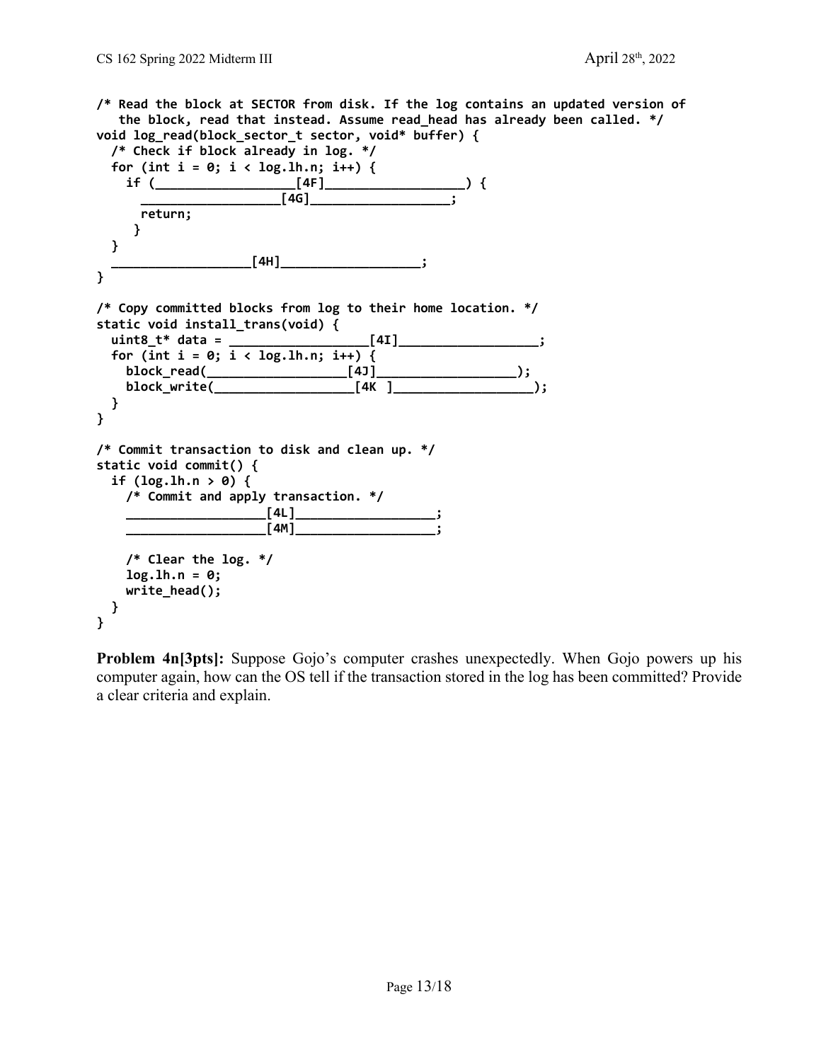```
/* Read the block at SECTOR from disk. If the log contains an updated version of
   the block, read that instead. Assume read_head has already been called. */
void log_read(block_sector_t sector, void* buffer) {
  /* Check if block already in log. */
  for (int i = 0; i < log.lh.n; i++) {
    if (__________________[4F]__________________) {
      __________________[4G]__________________;
      return;
     }
  }
  __________________[4H]__________________;
}

/* Copy committed blocks from log to their home location. */
static void install_trans(void) {
  uint8_t* data = __________________[4I]__________________;
  for (int i = 0; i < log.lh.n; i++) {
    block_read(__________________[4J]__________________);
    block_write(__________________[4K ]__________________);
  }
}

/* Commit transaction to disk and clean up. */
static void commit() {
  if (log.lh.n > 0) {
    /* Commit and apply transaction. */
    __________________[4L]__________________;
    __________________[4M]__________________;

    /* Clear the log. */
    log.lh.n = 0;
    write_head();
  }
}
```

**Problem 4n[3pts]:** Suppose Gojo's computer crashes unexpectedly. When Gojo powers up his computer again, how can the OS tell if the transaction stored in the log has been committed? Provide a clear criteria and explain.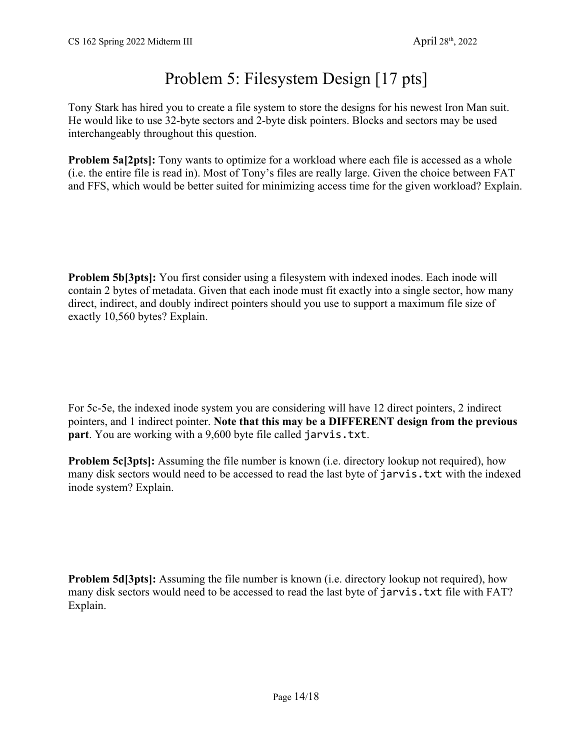# Problem 5: Filesystem Design [17 pts]

Tony Stark has hired you to create a file system to store the designs for his newest Iron Man suit. He would like to use 32-byte sectors and 2-byte disk pointers. Blocks and sectors may be used interchangeably throughout this question.

**Problem 5a[2pts]:** Tony wants to optimize for a workload where each file is accessed as a whole (i.e. the entire file is read in). Most of Tony's files are really large. Given the choice between FAT and FFS, which would be better suited for minimizing access time for the given workload? Explain.

**Problem 5b[3pts]:** You first consider using a filesystem with indexed inodes. Each inode will contain 2 bytes of metadata. Given that each inode must fit exactly into a single sector, how many direct, indirect, and doubly indirect pointers should you use to support a maximum file size of exactly 10,560 bytes? Explain.

For 5c-5e, the indexed inode system you are considering will have 12 direct pointers, 2 indirect pointers, and 1 indirect pointer. **Note that this may be a DIFFERENT design from the previous part**. You are working with a 9,600 byte file called `jarvis.txt`.

**Problem 5c[3pts]:** Assuming the file number is known (i.e. directory lookup not required), how many disk sectors would need to be accessed to read the last byte of `jarvis.txt` with the indexed inode system? Explain.

**Problem 5d[3pts]:** Assuming the file number is known (i.e. directory lookup not required), how many disk sectors would need to be accessed to read the last byte of `jarvis.txt` file with FAT? Explain.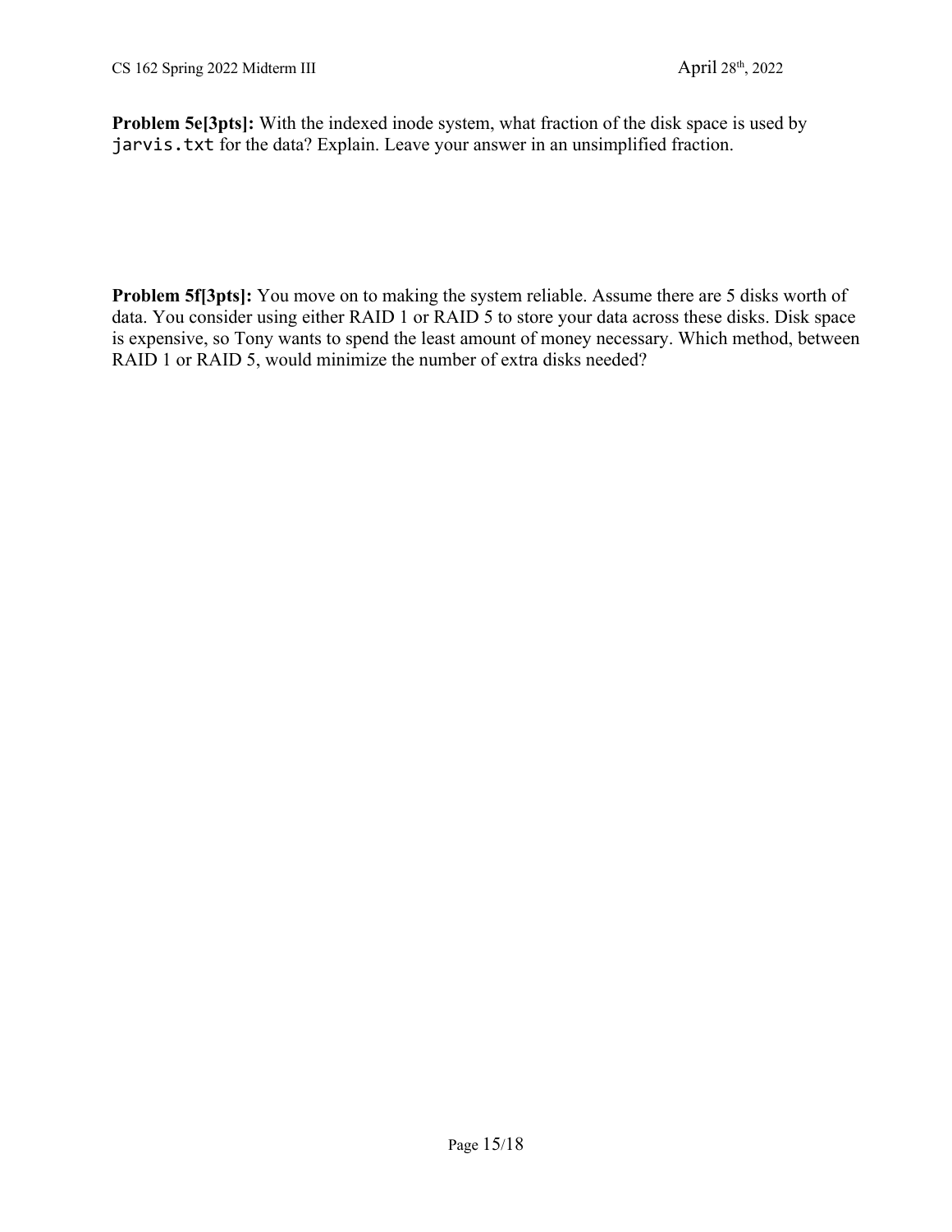**Problem 5e[3pts]:** With the indexed inode system, what fraction of the disk space is used by `jarvis.txt` for the data? Explain. Leave your answer in an unsimplified fraction.

**Problem 5f[3pts]:** You move on to making the system reliable. Assume there are 5 disks worth of data. You consider using either RAID 1 or RAID 5 to store your data across these disks. Disk space is expensive, so Tony wants to spend the least amount of money necessary. Which method, between RAID 1 or RAID 5, would minimize the number of extra disks needed?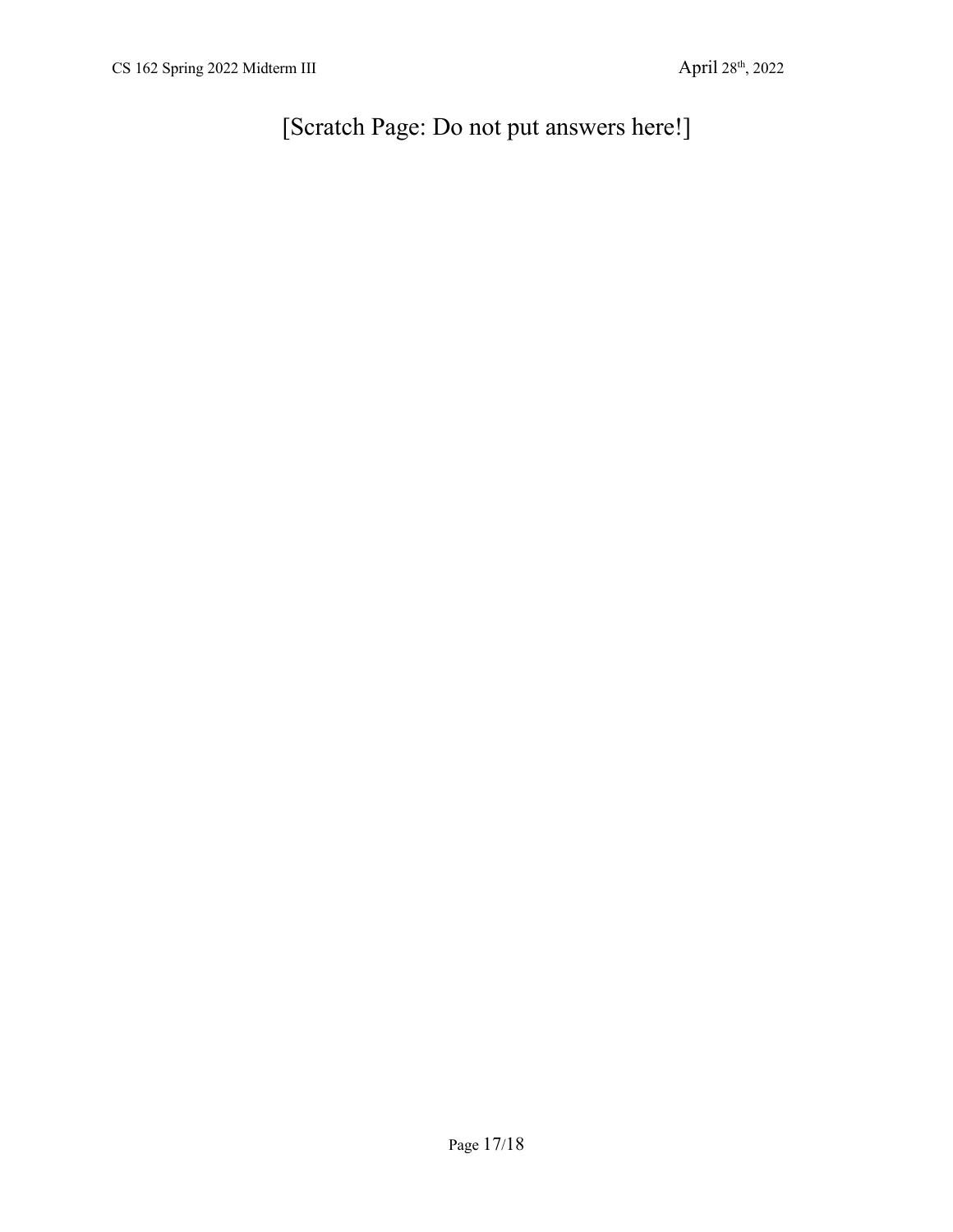# [Scratch Page: Do not put answers here!]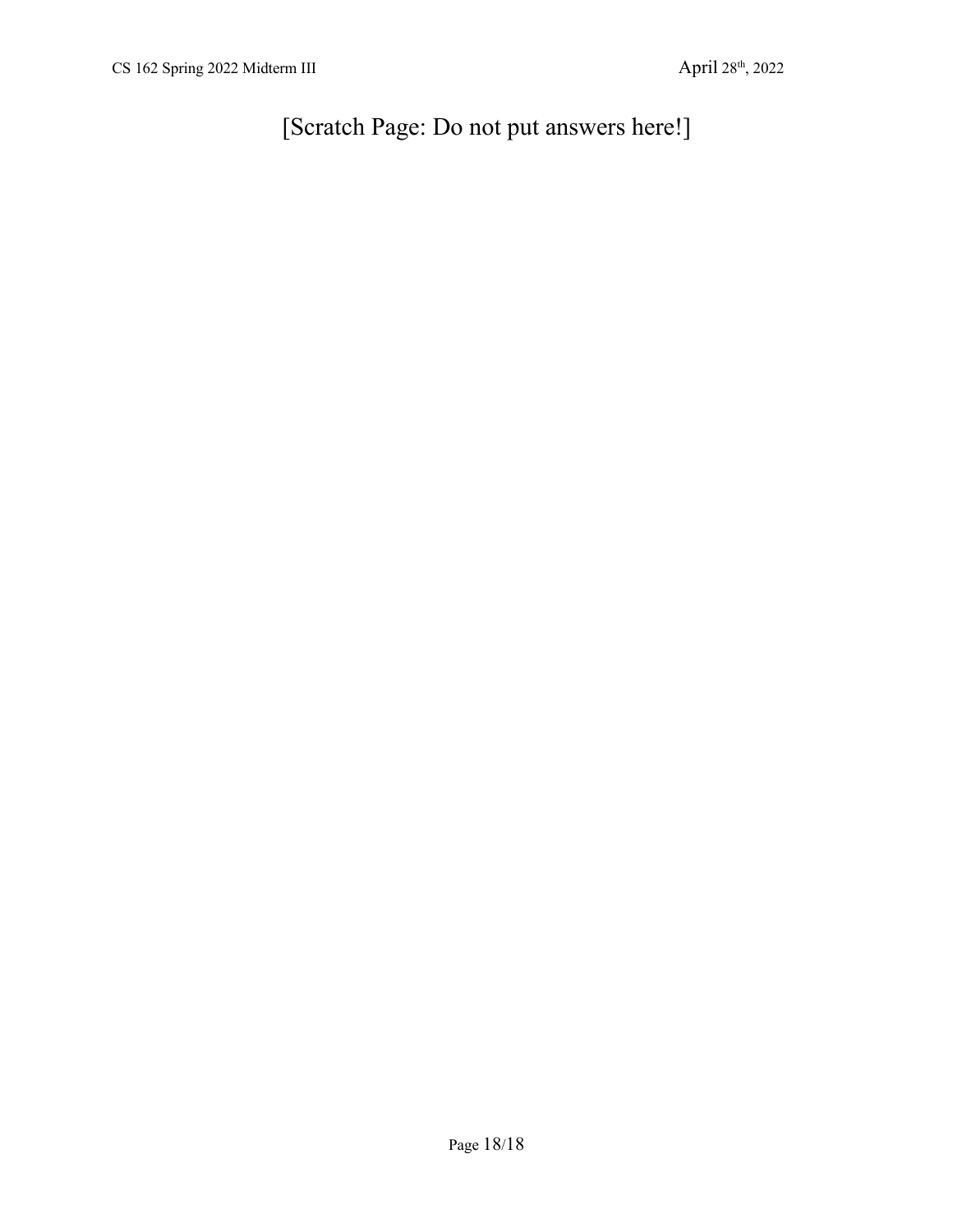# [Scratch Page: Do not put answers here!]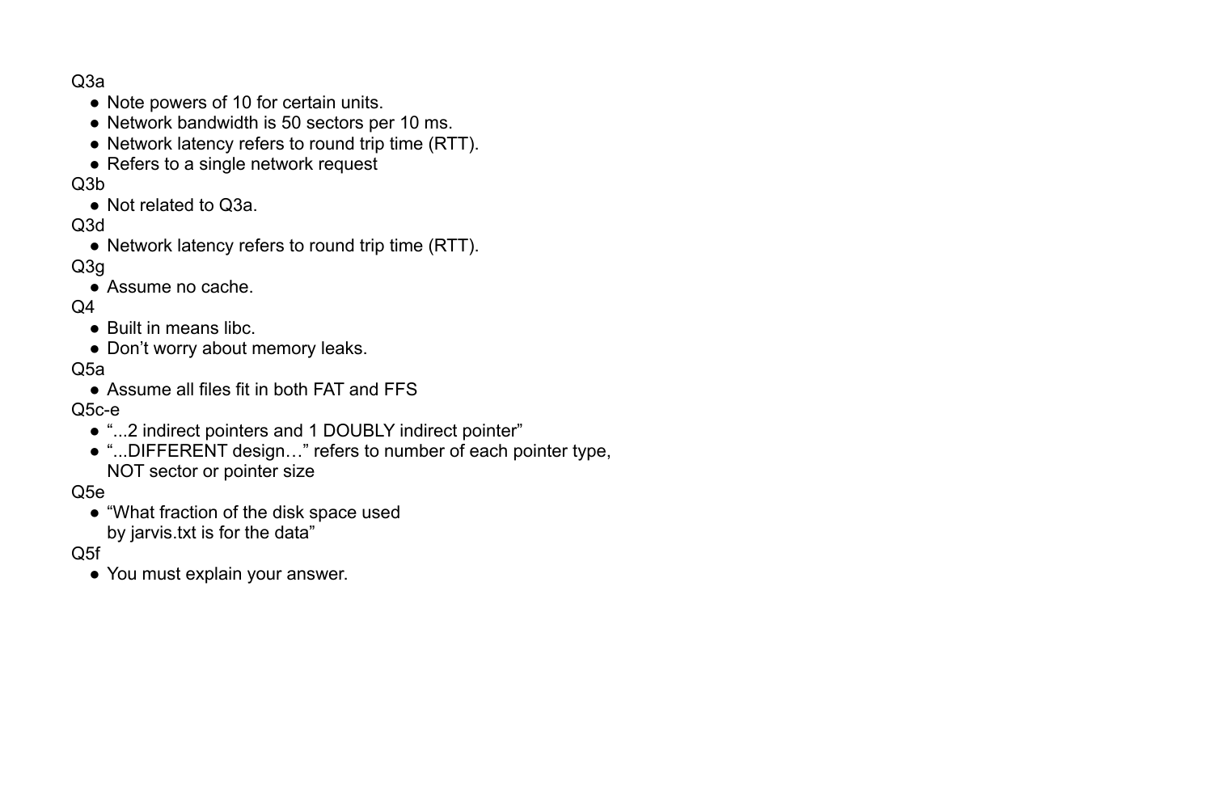Q3a

- Note powers of 10 for certain units.
- Network bandwidth is 50 sectors per 10 ms.
- Network latency refers to round trip time (RTT).
- Refers to a single network request

Q3b

- Not related to Q3a.

Q3d

- Network latency refers to round trip time (RTT).

Q3g

- Assume no cache.

Q4

- Built in means libc.
- Don't worry about memory leaks.

Q5a

- Assume all files fit in both FAT and FFS

Q5c-e

- "...2 indirect pointers and 1 DOUBLY indirect pointer"
- "...DIFFERENT design…" refers to number of each pointer type, NOT sector or pointer size

Q5e

- "What fraction of the disk space used by jarvis.txt is for the data"

Q5f

- You must explain your answer.